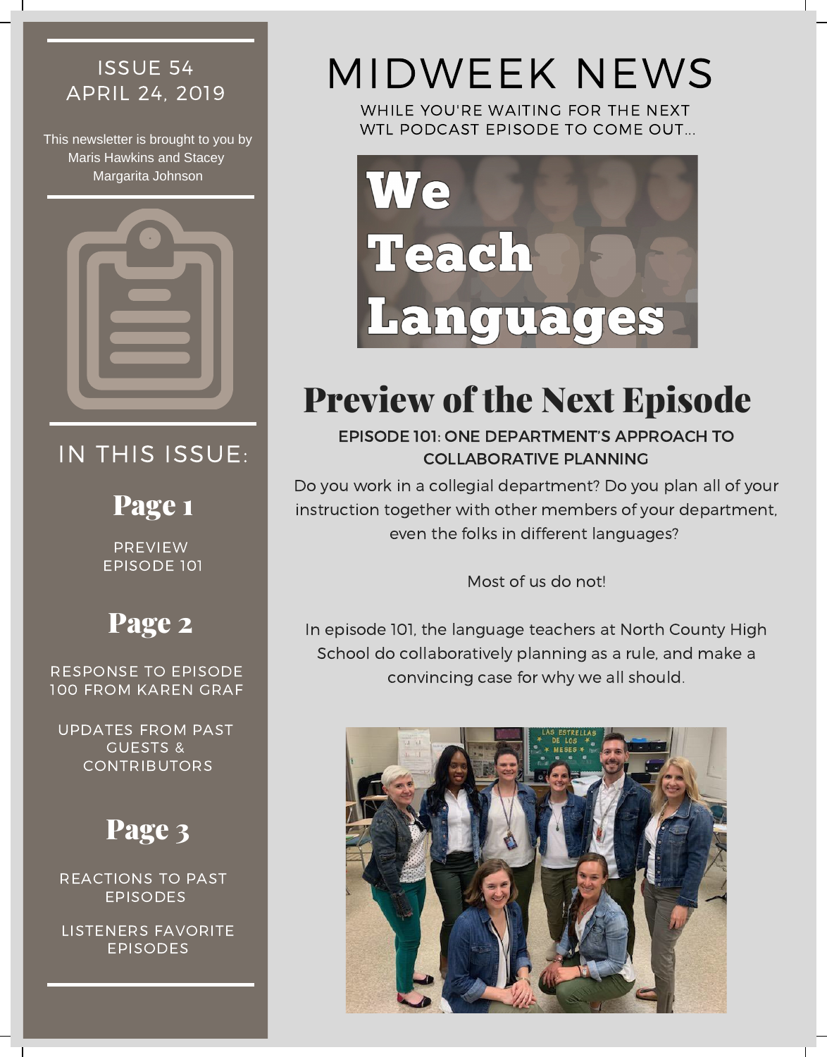ISSUE 54
APRIL 24, 2019

This newsletter is brought to you by Maris Hawkins and Stacey Margarita Johnson

## IN THIS ISSUE:

### Page 1

PREVIEW EPISODE 101

### Page 2

RESPONSE TO EPISODE 100 FROM KAREN GRAF

UPDATES FROM PAST GUESTS & CONTRIBUTORS

### Page 3

REACTIONS TO PAST EPISODES

LISTENERS FAVORITE EPISODES

# MIDWEEK NEWS

WHILE YOU'RE WAITING FOR THE NEXT WTL PODCAST EPISODE TO COME OUT...

We Teach Languages

## Preview of the Next Episode

### EPISODE 101: ONE DEPARTMENT'S APPROACH TO COLLABORATIVE PLANNING

Do you work in a collegial department? Do you plan all of your instruction together with other members of your department, even the folks in different languages?

Most of us do not!

In episode 101, the language teachers at North County High School do collaboratively planning as a rule, and make a convincing case for why we all should.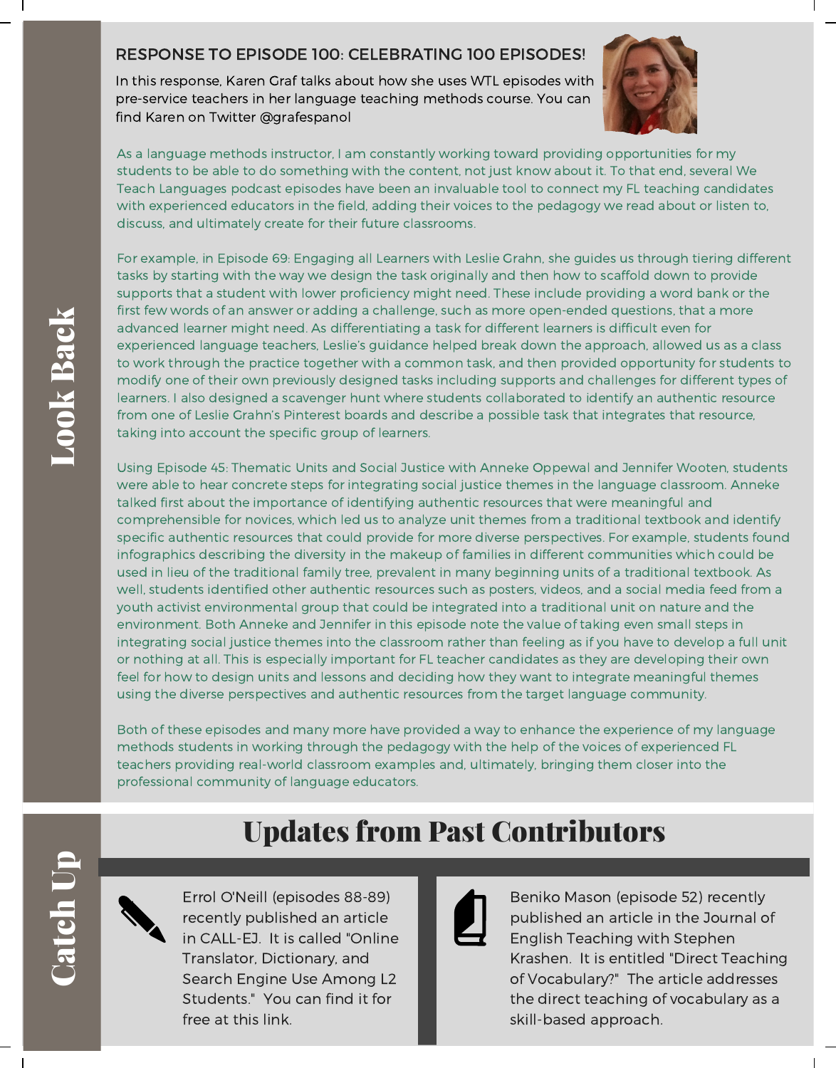# Look Back

## RESPONSE TO EPISODE 100: CELEBRATING 100 EPISODES!

In this response, Karen Graf talks about how she uses WTL episodes with pre-service teachers in her language teaching methods course. You can find Karen on Twitter @grafespanol

As a language methods instructor, I am constantly working toward providing opportunities for my students to be able to do something with the content, not just know about it. To that end, several We Teach Languages podcast episodes have been an invaluable tool to connect my FL teaching candidates with experienced educators in the field, adding their voices to the pedagogy we read about or listen to, discuss, and ultimately create for their future classrooms.

For example, in Episode 69: Engaging all Learners with Leslie Grahn, she guides us through tiering different tasks by starting with the way we design the task originally and then how to scaffold down to provide supports that a student with lower proficiency might need. These include providing a word bank or the first few words of an answer or adding a challenge, such as more open-ended questions, that a more advanced learner might need. As differentiating a task for different learners is difficult even for experienced language teachers, Leslie's guidance helped break down the approach, allowed us as a class to work through the practice together with a common task, and then provided opportunity for students to modify one of their own previously designed tasks including supports and challenges for different types of learners. I also designed a scavenger hunt where students collaborated to identify an authentic resource from one of Leslie Grahn's Pinterest boards and describe a possible task that integrates that resource, taking into account the specific group of learners.

Using Episode 45: Thematic Units and Social Justice with Anneke Oppewal and Jennifer Wooten, students were able to hear concrete steps for integrating social justice themes in the language classroom. Anneke talked first about the importance of identifying authentic resources that were meaningful and comprehensible for novices, which led us to analyze unit themes from a traditional textbook and identify specific authentic resources that could provide for more diverse perspectives. For example, students found infographics describing the diversity in the makeup of families in different communities which could be used in lieu of the traditional family tree, prevalent in many beginning units of a traditional textbook. As well, students identified other authentic resources such as posters, videos, and a social media feed from a youth activist environmental group that could be integrated into a traditional unit on nature and the environment. Both Anneke and Jennifer in this episode note the value of taking even small steps in integrating social justice themes into the classroom rather than feeling as if you have to develop a full unit or nothing at all. This is especially important for FL teacher candidates as they are developing their own feel for how to design units and lessons and deciding how they want to integrate meaningful themes using the diverse perspectives and authentic resources from the target language community.

Both of these episodes and many more have provided a way to enhance the experience of my language methods students in working through the pedagogy with the help of the voices of experienced FL teachers providing real-world classroom examples and, ultimately, bringing them closer into the professional community of language educators.

# Catch Up

## Updates from Past Contributors

Errol O'Neill (episodes 88-89) recently published an article in CALL-EJ. It is called "Online Translator, Dictionary, and Search Engine Use Among L2 Students." You can find it for free at this link.

Beniko Mason (episode 52) recently published an article in the Journal of English Teaching with Stephen Krashen. It is entitled "Direct Teaching of Vocabulary?" The article addresses the direct teaching of vocabulary as a skill-based approach.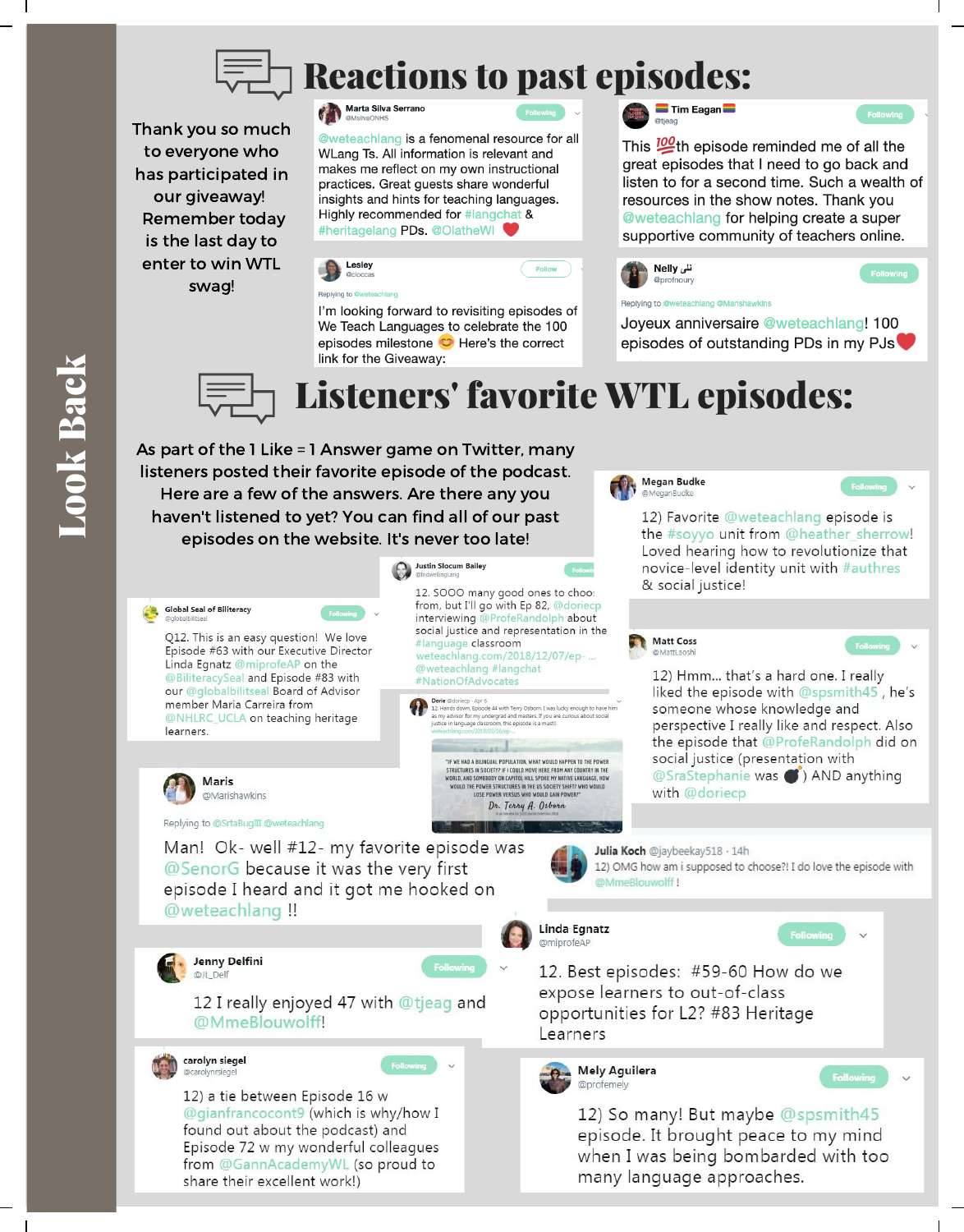# Look Back

## Reactions to past episodes:

Thank you so much to everyone who has participated in our giveaway! Remember today is the last day to enter to win WTL swag!

**Marta Silva Serrano** @MsilvaONHS

@weteachlang is a fenomenal resource for all WLang Ts. All information is relevant and makes me reflect on my own instructional practices. Great guests share wonderful insights and hints for teaching languages. Highly recommended for #langchat & #heritagelang PDs. @OlatheWI ❤️

**Tim Eagan** @tjeag

This 💯th episode reminded me of all the great episodes that I need to go back and listen to for a second time. Such a wealth of resources in the show notes. Thank you @weteachlang for helping create a super supportive community of teachers online.

**Lesley** @cloccas

Replying to @weteachlang

I'm looking forward to revisiting episodes of We Teach Languages to celebrate the 100 episodes milestone 😊 Here's the correct link for the Giveaway:

**Nelly نلي** @profnoury

Replying to @weteachlang @Marishawkins

Joyeux anniversaire @weteachlang! 100 episodes of outstanding PDs in my PJs❤️

## Listeners' favorite WTL episodes:

As part of the 1 Like = 1 Answer game on Twitter, many listeners posted their favorite episode of the podcast. Here are a few of the answers. Are there any you haven't listened to yet? You can find all of our past episodes on the website. It's never too late!

**Megan Budke** @MeganBudke

12) Favorite @weteachlang episode is the #soyyo unit from @heather_sherrow! Loved hearing how to revolutionize that novice-level identity unit with #authres & social justice!

**Justin Slocum Bailey** @IndwellingLang

12. SOOO many good ones to choo[se] from, but I'll go with Ep 82, @doriecp interviewing @ProfeRandolph about social justice and representation in the #language classroom weteachlang.com/2018/12/07/ep-... @weteachlang #langchat #NationOfAdvocates

**Global Seal of Biliteracy** @globalbiliteracyseal

Q12. This is an easy question! We love Episode #63 with our Executive Director Linda Egnatz @miprofeAP on the @BiliteracySeal and Episode #83 with our @globalbilitseal Board of Advisor member Maria Carreira from @NHLRC_UCLA on teaching heritage learners.

**Dorie** @doriecp · Apr 6

12. Hands down, Episode 44 with Terry Osborn. I was lucky enough to have him as my advisor for my undergrad and masters. If you are curious about social justice in language classroom, this episode is a must!! weteachlang.com/2018/03/16/ep-...

"IF WE HAD A BILINGUAL POPULATION, WHAT WOULD HAPPEN TO THE POWER STRUCTURES IN SOCIETY? IF I COULD MOVE HERE FROM ANY COUNTRY IN THE WORLD, AND SOMEBODY ON CAPITOL HILL SPOKE MY NATIVE LANGUAGE, HOW WOULD THE POWER STRUCTURES IN THE US SOCIETY SHIFT? WHO WOULD LOSE POWER VERSUS WHO WOULD GAIN POWER?" Dr. Terry A. Osborn

**Matt Coss** @MattLaoshi

12) Hmm... that's a hard one. I really liked the episode with @spsmith45, he's someone whose knowledge and perspective I really like and respect. Also the episode that @ProfeRandolph did on social justice (presentation with @SraStephanie was 💣) AND anything with @doriecp

**Maris** @Marishawkins

Replying to @SrtaBugII @weteachlang

Man! Ok- well #12- my favorite episode was @SenorG because it was the very first episode I heard and it got me hooked on @weteachlang !!

**Julia Koch** @jaybeekay518 · 14h

12) OMG how am i supposed to choose?! I do love the episode with @MmeBlouwolff !

**Linda Egnatz** @miprofeAP

12. Best episodes: #59-60 How do we expose learners to out-of-class opportunities for L2? #83 Heritage Learners

**Jenny Delfini** @JL_Delf

12 I really enjoyed 47 with @tjeag and @MmeBlouwolff!

**carolyn siegel** @carolynrsiegel

12) a tie between Episode 16 w @gianfrancocont9 (which is why/how I found out about the podcast) and Episode 72 w my wonderful colleagues from @GannAcademyWL (so proud to share their excellent work!)

**Mely Aguilera** @profemely

12) So many! But maybe @spsmith45 episode. It brought peace to my mind when I was being bombarded with too many language approaches.